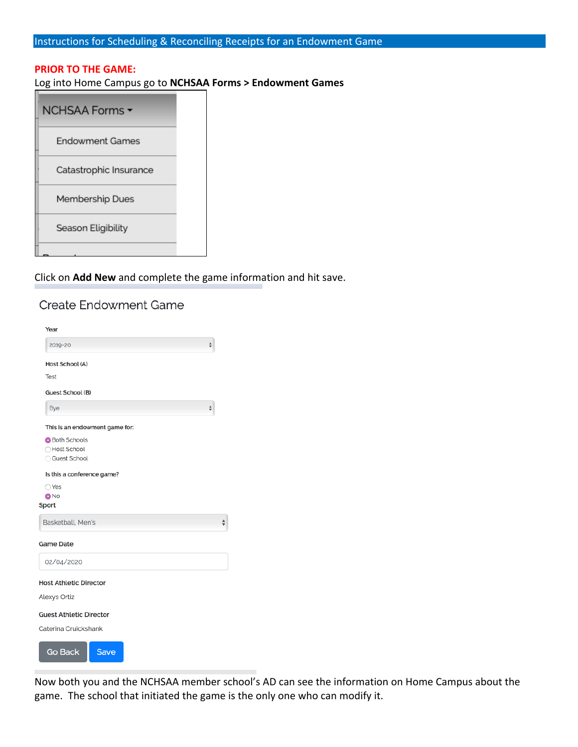# Instructions for Scheduling & Reconciling Receipts for an Endowment Game

**PRIOR TO THE GAME:**

Log into Home Campus go to **NCHSAA Forms > Endowment Games**

NCHSAA Forms ▾

- Endowment Games
- Catastrophic Insurance
- Membership Dues
- Season Eligibility

Click on **Add New** and complete the game information and hit save.

## Create Endowment Game

Year

2019-20

Host School (A)

Test

Guest School (B)

Bye

This is an endowment game for:

- ◉ Both Schools
- ○ Host School
- ○ Guest School

Is this a conference game?

- ○ Yes
- ◉ No

Sport

Basketball, Men's

Game Date

02/04/2020

Host Athletic Director

Alexys Ortiz

Guest Athletic Director

Caterina Cruickshank

Go Back | Save

Now both you and the NCHSAA member school's AD can see the information on Home Campus about the game. The school that initiated the game is the only one who can modify it.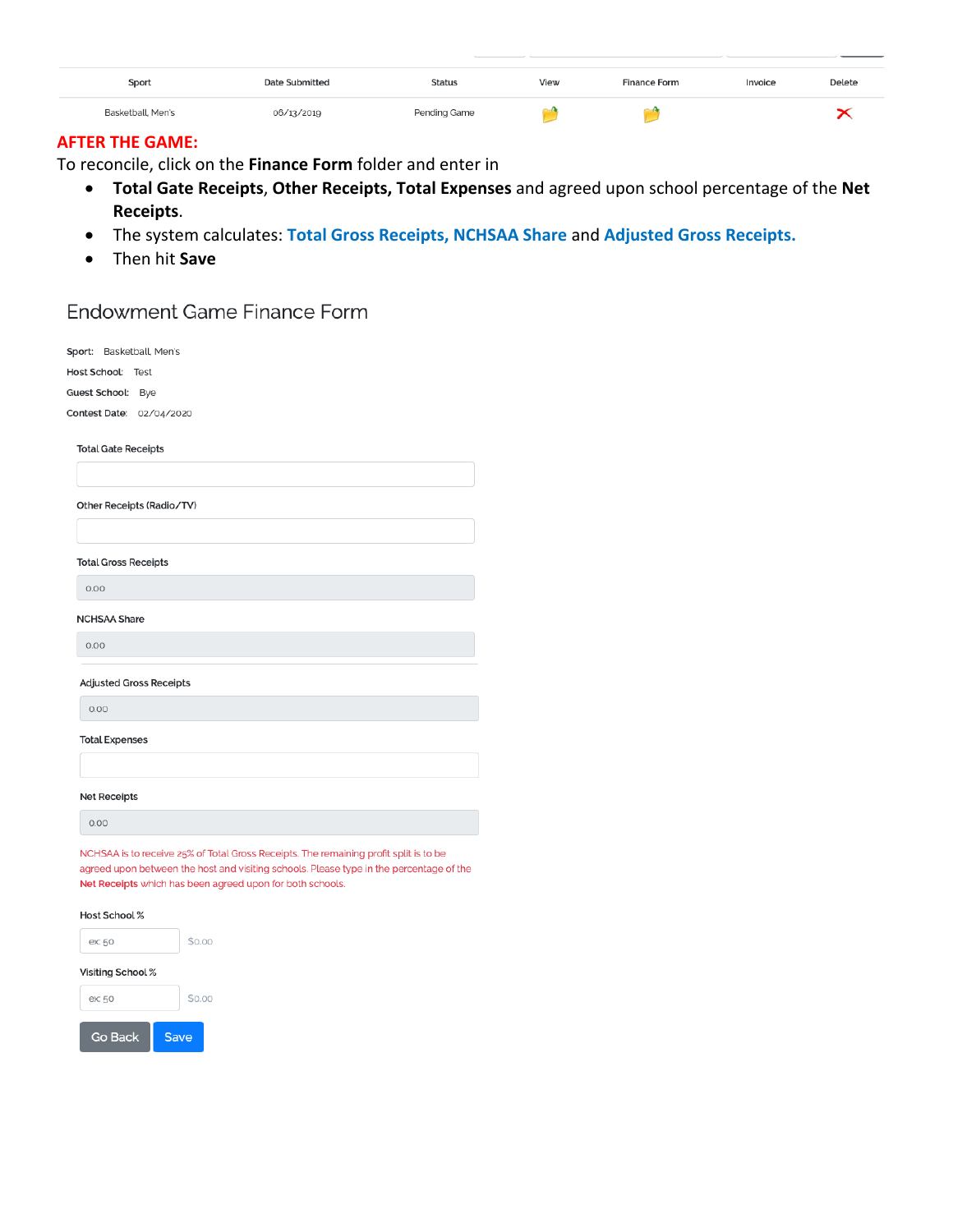| Sport | Date Submitted | Status | View | Finance Form | Invoice | Delete |
|---|---|---|---|---|---|---|
| Basketball, Men's | 06/13/2019 | Pending Game | | | | |

**AFTER THE GAME:**

To reconcile, click on the **Finance Form** folder and enter in

- **Total Gate Receipts**, **Other Receipts, Total Expenses** and agreed upon school percentage of the **Net Receipts**.
- The system calculates: **Total Gross Receipts, NCHSAA Share** and **Adjusted Gross Receipts.**
- Then hit **Save**

## Endowment Game Finance Form

**Sport:** Basketball, Men's

**Host School:** Test

**Guest School:** Bye

**Contest Date:** 02/04/2020

Total Gate Receipts

Other Receipts (Radio/TV)

Total Gross Receipts

0.00

NCHSAA Share

0.00

Adjusted Gross Receipts

0.00

Total Expenses

Net Receipts

0.00

NCHSAA is to receive 25% of Total Gross Receipts. The remaining profit split is to be agreed upon between the host and visiting schools. Please type in the percentage of the **Net Receipts** which has been agreed upon for both schools.

Host School %

ex: 50 $0.00

Visiting School %

ex: 50 $0.00

Go Back Save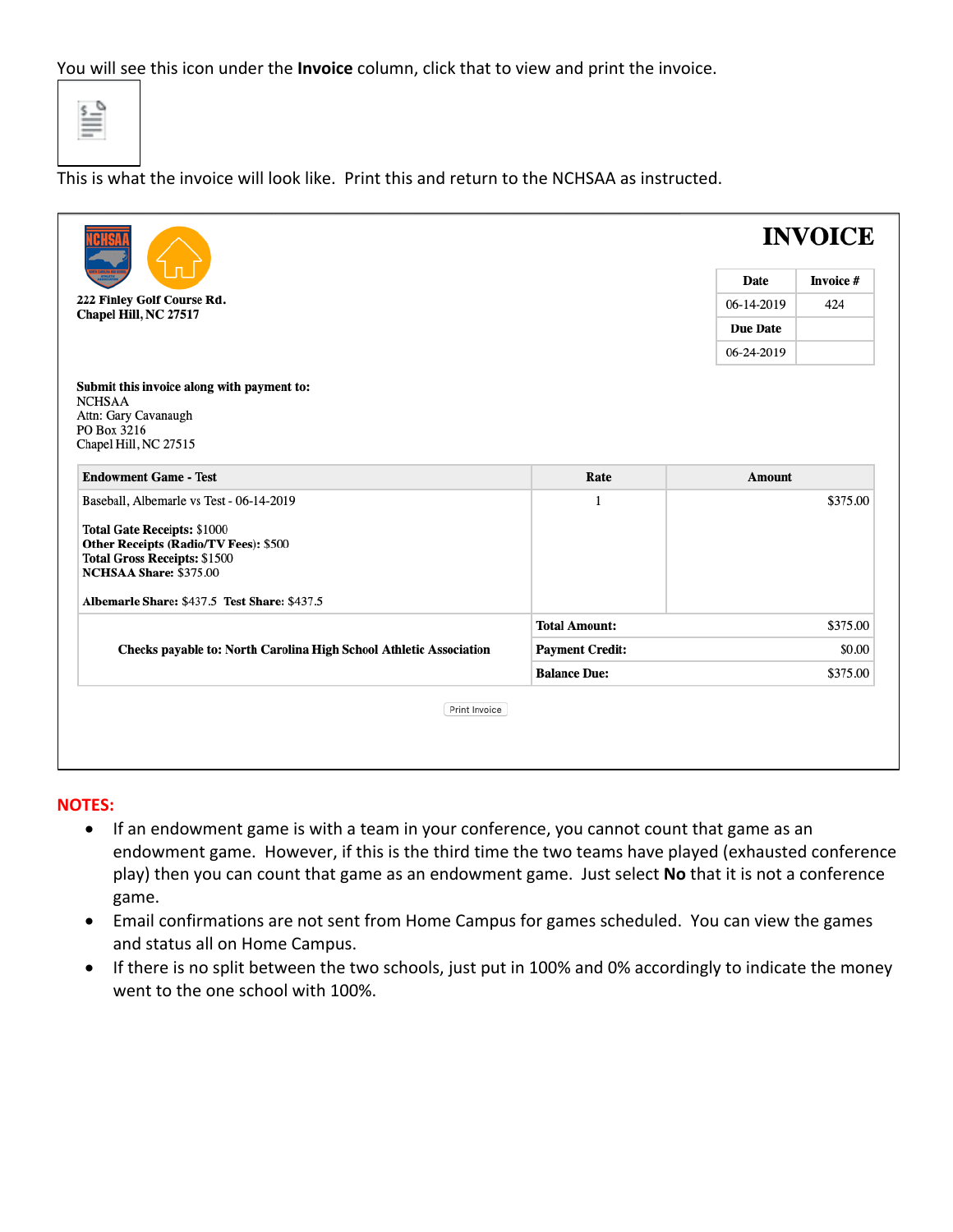You will see this icon under the **Invoice** column, click that to view and print the invoice.

This is what the invoice will look like. Print this and return to the NCHSAA as instructed.

# INVOICE

**222 Finley Golf Course Rd.**
**Chapel Hill, NC 27517**

| Date | Invoice # |
|---|---|
| 06-14-2019 | 424 |
| **Due Date** | |
| 06-24-2019 | |

**Submit this invoice along with payment to:**
NCHSAA
Attn: Gary Cavanaugh
PO Box 3216
Chapel Hill, NC 27515

| Endowment Game - Test | Rate | Amount |
|---|---|---|
| Baseball, Albemarle vs Test - 06-14-2019<br><br>**Total Gate Receipts:** $1000<br>**Other Receipts (Radio/TV Fees):** $500<br>**Total Gross Receipts:** $1500<br>**NCHSAA Share:** $375.00<br><br>**Albemarle Share:** $437.5 **Test Share:** $437.5 | 1 | $375.00 |
| **Checks payable to: North Carolina High School Athletic Association** | **Total Amount:** | $375.00 |
| | **Payment Credit:** | $0.00 |
| | **Balance Due:** | $375.00 |

Print Invoice

**NOTES:**

- If an endowment game is with a team in your conference, you cannot count that game as an endowment game. However, if this is the third time the two teams have played (exhausted conference play) then you can count that game as an endowment game. Just select **No** that it is not a conference game.
- Email confirmations are not sent from Home Campus for games scheduled. You can view the games and status all on Home Campus.
- If there is no split between the two schools, just put in 100% and 0% accordingly to indicate the money went to the one school with 100%.